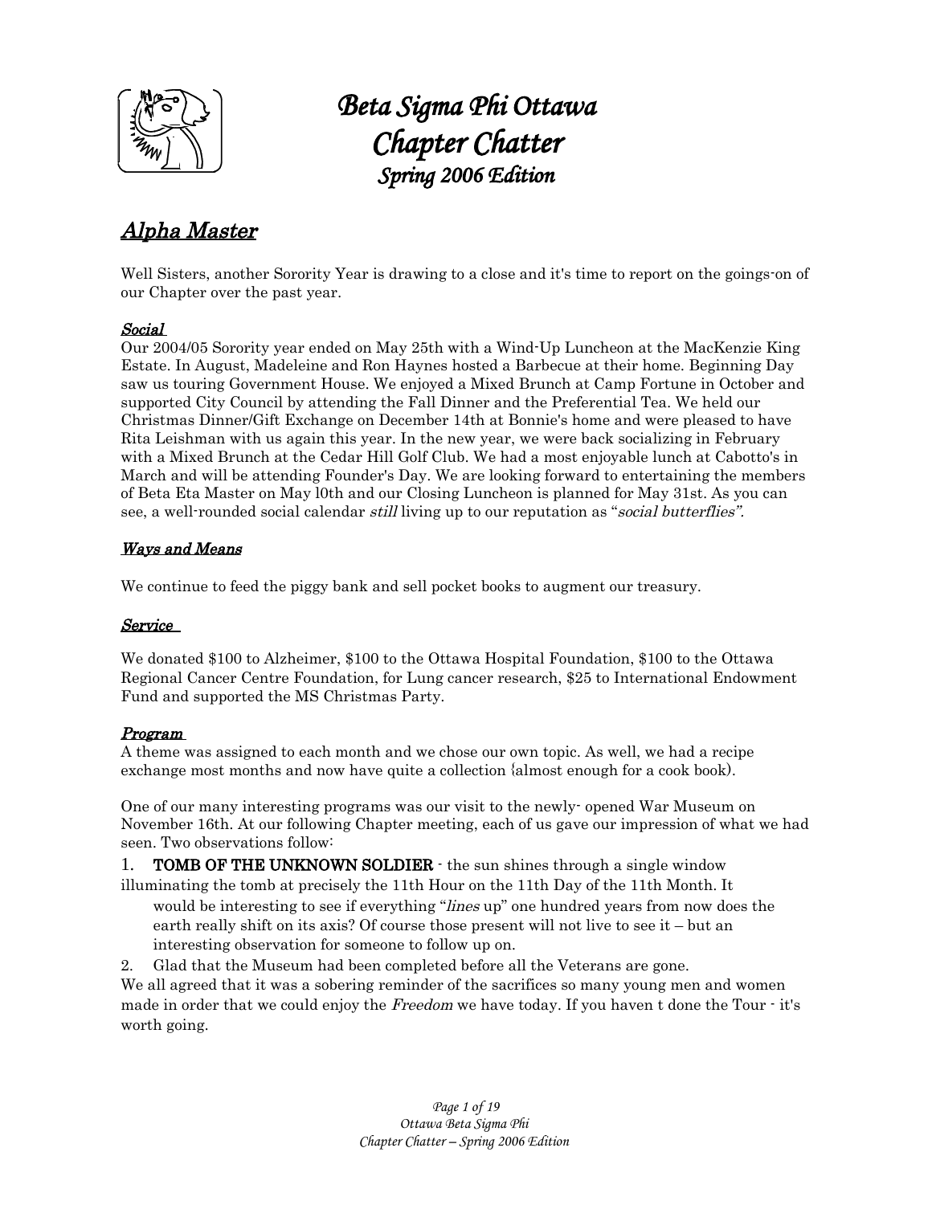# Beta Sigma Phi Ottawa
# Chapter Chatter
### Spring 2006 Edition

## Alpha Master

Well Sisters, another Sorority Year is drawing to a close and it's time to report on the goings-on of our Chapter over the past year.

### Social

Our 2004/05 Sorority year ended on May 25th with a Wind-Up Luncheon at the MacKenzie King Estate. In August, Madeleine and Ron Haynes hosted a Barbecue at their home. Beginning Day saw us touring Government House. We enjoyed a Mixed Brunch at Camp Fortune in October and supported City Council by attending the Fall Dinner and the Preferential Tea. We held our Christmas Dinner/Gift Exchange on December 14th at Bonnie's home and were pleased to have Rita Leishman with us again this year. In the new year, we were back socializing in February with a Mixed Brunch at the Cedar Hill Golf Club. We had a most enjoyable lunch at Cabotto's in March and will be attending Founder's Day. We are looking forward to entertaining the members of Beta Eta Master on May l0th and our Closing Luncheon is planned for May 31st. As you can see, a well-rounded social calendar *still* living up to our reputation as "*social butterflies"*.

### Ways and Means

We continue to feed the piggy bank and sell pocket books to augment our treasury.

### Service

We donated $100 to Alzheimer, $100 to the Ottawa Hospital Foundation, $100 to the Ottawa Regional Cancer Centre Foundation, for Lung cancer research, $25 to International Endowment Fund and supported the MS Christmas Party.

### Program

A theme was assigned to each month and we chose our own topic. As well, we had a recipe exchange most months and now have quite a collection {almost enough for a cook book).

One of our many interesting programs was our visit to the newly- opened War Museum on November 16th. At our following Chapter meeting, each of us gave our impression of what we had seen. Two observations follow:

1. **TOMB OF THE UNKNOWN SOLDIER** - the sun shines through a single window illuminating the tomb at precisely the 11th Hour on the 11th Day of the 11th Month. It would be interesting to see if everything "*lines* up" one hundred years from now does the earth really shift on its axis? Of course those present will not live to see it – but an interesting observation for someone to follow up on.
2. Glad that the Museum had been completed before all the Veterans are gone.

We all agreed that it was a sobering reminder of the sacrifices so many young men and women made in order that we could enjoy the *Freedom* we have today. If you haven t done the Tour - it's worth going.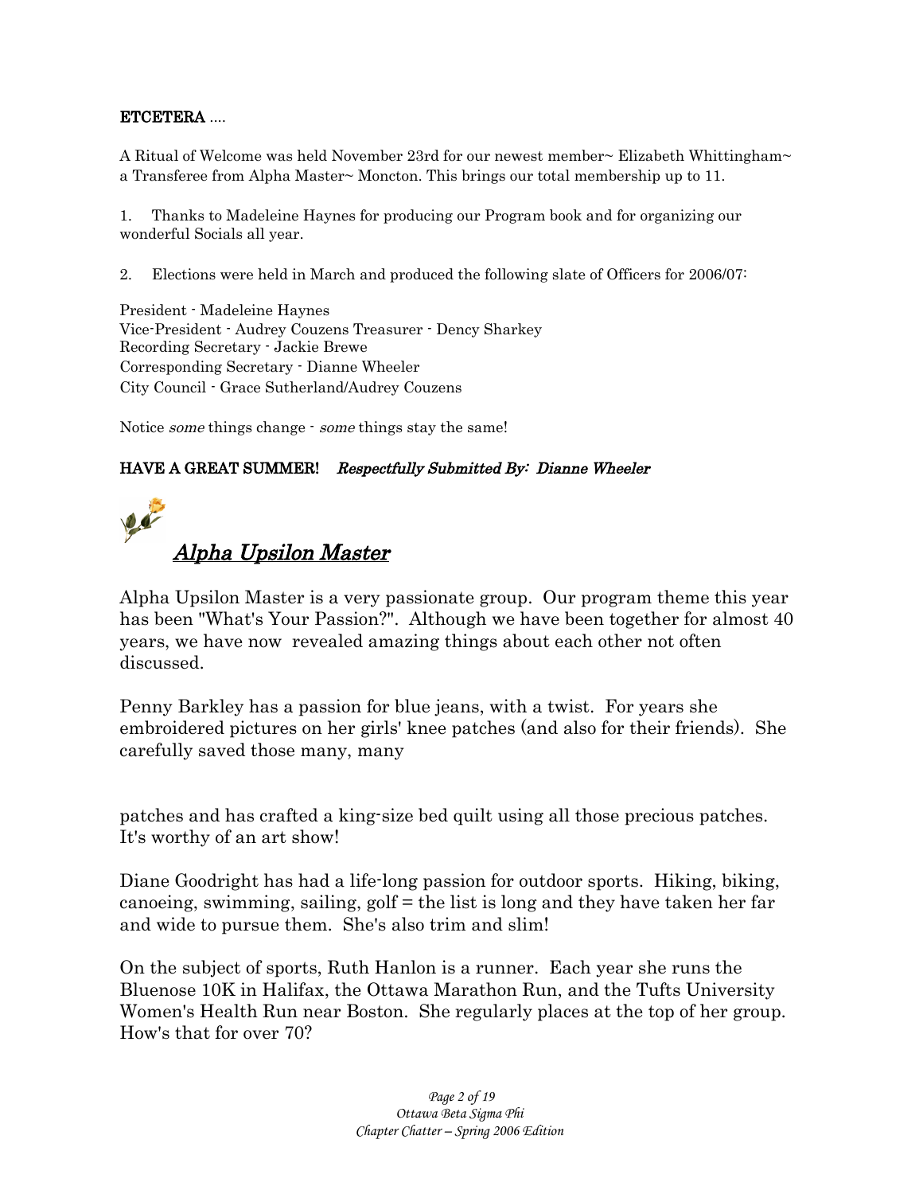**ETCETERA** ....

A Ritual of Welcome was held November 23rd for our newest member~ Elizabeth Whittingham~ a Transferee from Alpha Master~ Moncton. This brings our total membership up to 11.

1. Thanks to Madeleine Haynes for producing our Program book and for organizing our wonderful Socials all year.

2. Elections were held in March and produced the following slate of Officers for 2006/07:

President - Madeleine Haynes
Vice-President - Audrey Couzens Treasurer - Dency Sharkey
Recording Secretary - Jackie Brewe
Corresponding Secretary - Dianne Wheeler
City Council - Grace Sutherland/Audrey Couzens

Notice *some* things change - *some* things stay the same!

**HAVE A GREAT SUMMER!** ***Respectfully Submitted By: Dianne Wheeler***

## *Alpha Upsilon Master*

Alpha Upsilon Master is a very passionate group. Our program theme this year has been "What's Your Passion?". Although we have been together for almost 40 years, we have now revealed amazing things about each other not often discussed.

Penny Barkley has a passion for blue jeans, with a twist. For years she embroidered pictures on her girls' knee patches (and also for their friends). She carefully saved those many, many patches and has crafted a king-size bed quilt using all those precious patches. It's worthy of an art show!

Diane Goodright has had a life-long passion for outdoor sports. Hiking, biking, canoeing, swimming, sailing, golf = the list is long and they have taken her far and wide to pursue them. She's also trim and slim!

On the subject of sports, Ruth Hanlon is a runner. Each year she runs the Bluenose 10K in Halifax, the Ottawa Marathon Run, and the Tufts University Women's Health Run near Boston. She regularly places at the top of her group. How's that for over 70?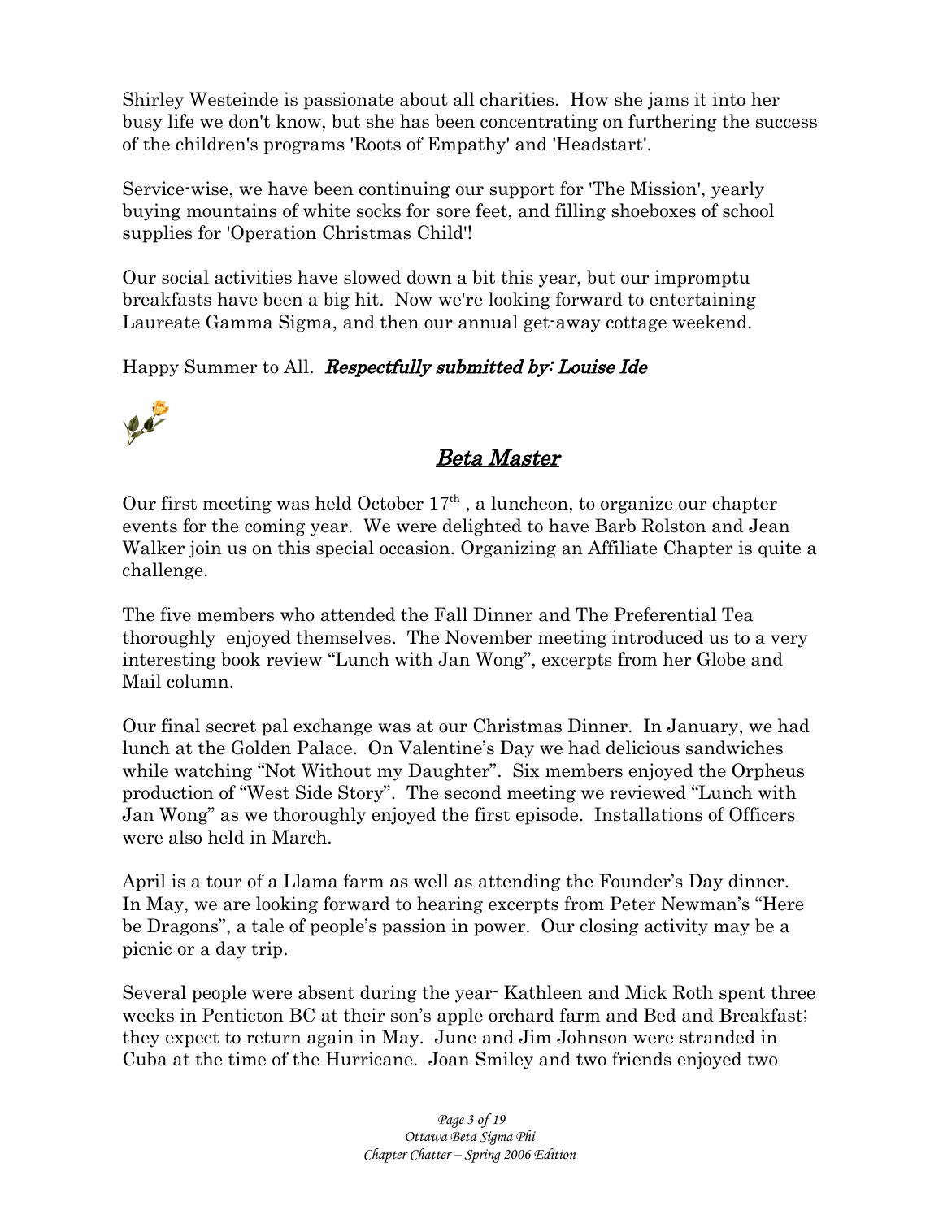Shirley Westeinde is passionate about all charities. How she jams it into her busy life we don't know, but she has been concentrating on furthering the success of the children's programs 'Roots of Empathy' and 'Headstart'.

Service-wise, we have been continuing our support for 'The Mission', yearly buying mountains of white socks for sore feet, and filling shoeboxes of school supplies for 'Operation Christmas Child'!

Our social activities have slowed down a bit this year, but our impromptu breakfasts have been a big hit. Now we're looking forward to entertaining Laureate Gamma Sigma, and then our annual get-away cottage weekend.

Happy Summer to All. ***Respectfully submitted by: Louise Ide***

## *Beta Master*

Our first meeting was held October 17th , a luncheon, to organize our chapter events for the coming year. We were delighted to have Barb Rolston and Jean Walker join us on this special occasion. Organizing an Affiliate Chapter is quite a challenge.

The five members who attended the Fall Dinner and The Preferential Tea thoroughly enjoyed themselves. The November meeting introduced us to a very interesting book review "Lunch with Jan Wong", excerpts from her Globe and Mail column.

Our final secret pal exchange was at our Christmas Dinner. In January, we had lunch at the Golden Palace. On Valentine's Day we had delicious sandwiches while watching "Not Without my Daughter". Six members enjoyed the Orpheus production of "West Side Story". The second meeting we reviewed "Lunch with Jan Wong" as we thoroughly enjoyed the first episode. Installations of Officers were also held in March.

April is a tour of a Llama farm as well as attending the Founder's Day dinner. In May, we are looking forward to hearing excerpts from Peter Newman's "Here be Dragons", a tale of people's passion in power. Our closing activity may be a picnic or a day trip.

Several people were absent during the year- Kathleen and Mick Roth spent three weeks in Penticton BC at their son's apple orchard farm and Bed and Breakfast; they expect to return again in May. June and Jim Johnson were stranded in Cuba at the time of the Hurricane. Joan Smiley and two friends enjoyed two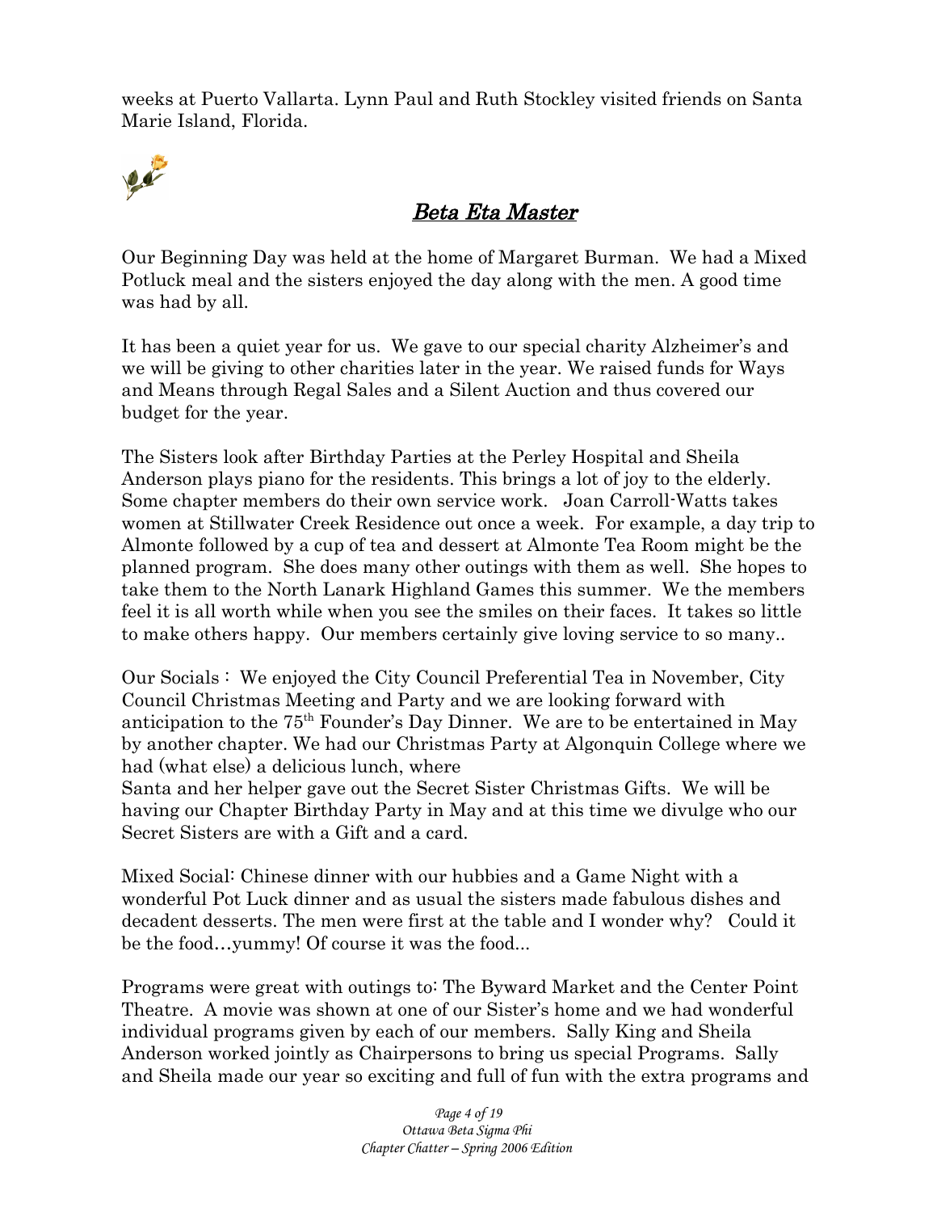weeks at Puerto Vallarta. Lynn Paul and Ruth Stockley visited friends on Santa Marie Island, Florida.

## Beta Eta Master

Our Beginning Day was held at the home of Margaret Burman. We had a Mixed Potluck meal and the sisters enjoyed the day along with the men. A good time was had by all.

It has been a quiet year for us. We gave to our special charity Alzheimer's and we will be giving to other charities later in the year. We raised funds for Ways and Means through Regal Sales and a Silent Auction and thus covered our budget for the year.

The Sisters look after Birthday Parties at the Perley Hospital and Sheila Anderson plays piano for the residents. This brings a lot of joy to the elderly. Some chapter members do their own service work. Joan Carroll-Watts takes women at Stillwater Creek Residence out once a week. For example, a day trip to Almonte followed by a cup of tea and dessert at Almonte Tea Room might be the planned program. She does many other outings with them as well. She hopes to take them to the North Lanark Highland Games this summer. We the members feel it is all worth while when you see the smiles on their faces. It takes so little to make others happy. Our members certainly give loving service to so many..

Our Socials : We enjoyed the City Council Preferential Tea in November, City Council Christmas Meeting and Party and we are looking forward with anticipation to the 75th Founder's Day Dinner. We are to be entertained in May by another chapter. We had our Christmas Party at Algonquin College where we had (what else) a delicious lunch, where
Santa and her helper gave out the Secret Sister Christmas Gifts. We will be having our Chapter Birthday Party in May and at this time we divulge who our Secret Sisters are with a Gift and a card.

Mixed Social: Chinese dinner with our hubbies and a Game Night with a wonderful Pot Luck dinner and as usual the sisters made fabulous dishes and decadent desserts. The men were first at the table and I wonder why? Could it be the food…yummy! Of course it was the food...

Programs were great with outings to: The Byward Market and the Center Point Theatre. A movie was shown at one of our Sister's home and we had wonderful individual programs given by each of our members. Sally King and Sheila Anderson worked jointly as Chairpersons to bring us special Programs. Sally and Sheila made our year so exciting and full of fun with the extra programs and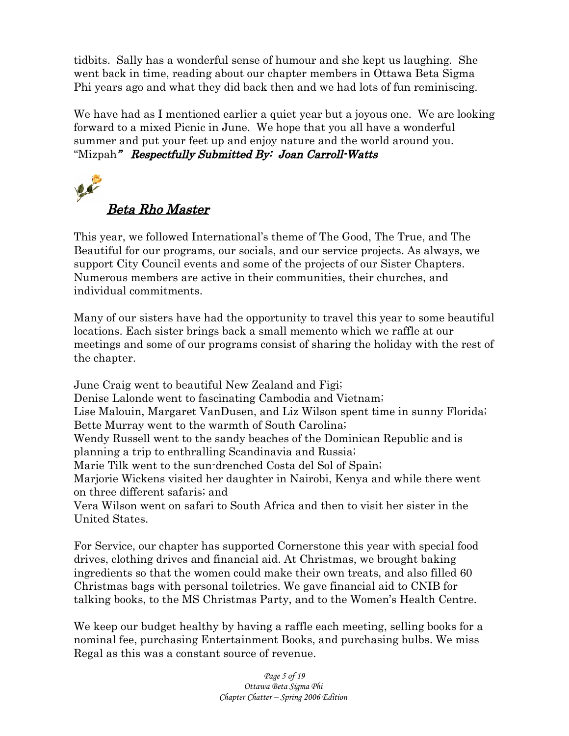tidbits. Sally has a wonderful sense of humour and she kept us laughing. She went back in time, reading about our chapter members in Ottawa Beta Sigma Phi years ago and what they did back then and we had lots of fun reminiscing.

We have had as I mentioned earlier a quiet year but a joyous one. We are looking forward to a mixed Picnic in June. We hope that you all have a wonderful summer and put your feet up and enjoy nature and the world around you. "Mizpah" ***Respectfully Submitted By: Joan Carroll-Watts***

## Beta Rho Master

This year, we followed International's theme of The Good, The True, and The Beautiful for our programs, our socials, and our service projects. As always, we support City Council events and some of the projects of our Sister Chapters. Numerous members are active in their communities, their churches, and individual commitments.

Many of our sisters have had the opportunity to travel this year to some beautiful locations. Each sister brings back a small memento which we raffle at our meetings and some of our programs consist of sharing the holiday with the rest of the chapter.

June Craig went to beautiful New Zealand and Figi;
Denise Lalonde went to fascinating Cambodia and Vietnam;
Lise Malouin, Margaret VanDusen, and Liz Wilson spent time in sunny Florida;
Bette Murray went to the warmth of South Carolina;
Wendy Russell went to the sandy beaches of the Dominican Republic and is planning a trip to enthralling Scandinavia and Russia;
Marie Tilk went to the sun-drenched Costa del Sol of Spain;
Marjorie Wickens visited her daughter in Nairobi, Kenya and while there went on three different safaris; and
Vera Wilson went on safari to South Africa and then to visit her sister in the United States.

For Service, our chapter has supported Cornerstone this year with special food drives, clothing drives and financial aid. At Christmas, we brought baking ingredients so that the women could make their own treats, and also filled 60 Christmas bags with personal toiletries. We gave financial aid to CNIB for talking books, to the MS Christmas Party, and to the Women's Health Centre.

We keep our budget healthy by having a raffle each meeting, selling books for a nominal fee, purchasing Entertainment Books, and purchasing bulbs. We miss Regal as this was a constant source of revenue.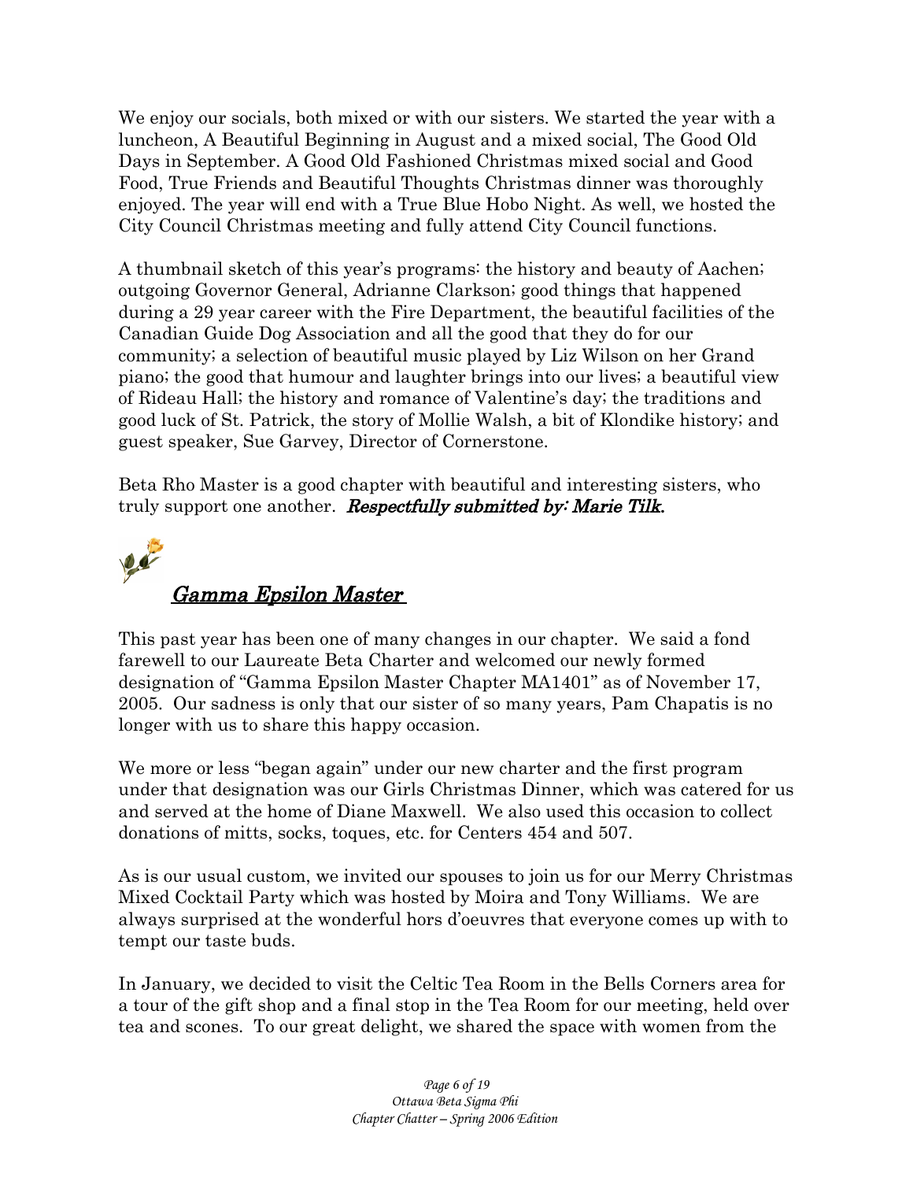We enjoy our socials, both mixed or with our sisters. We started the year with a luncheon, A Beautiful Beginning in August and a mixed social, The Good Old Days in September. A Good Old Fashioned Christmas mixed social and Good Food, True Friends and Beautiful Thoughts Christmas dinner was thoroughly enjoyed. The year will end with a True Blue Hobo Night. As well, we hosted the City Council Christmas meeting and fully attend City Council functions.

A thumbnail sketch of this year's programs: the history and beauty of Aachen; outgoing Governor General, Adrianne Clarkson; good things that happened during a 29 year career with the Fire Department, the beautiful facilities of the Canadian Guide Dog Association and all the good that they do for our community; a selection of beautiful music played by Liz Wilson on her Grand piano; the good that humour and laughter brings into our lives; a beautiful view of Rideau Hall; the history and romance of Valentine's day; the traditions and good luck of St. Patrick, the story of Mollie Walsh, a bit of Klondike history; and guest speaker, Sue Garvey, Director of Cornerstone.

Beta Rho Master is a good chapter with beautiful and interesting sisters, who truly support one another. ***Respectfully submitted by: Marie Tilk.***

## *Gamma Epsilon Master*

This past year has been one of many changes in our chapter. We said a fond farewell to our Laureate Beta Charter and welcomed our newly formed designation of "Gamma Epsilon Master Chapter MA1401" as of November 17, 2005. Our sadness is only that our sister of so many years, Pam Chapatis is no longer with us to share this happy occasion.

We more or less "began again" under our new charter and the first program under that designation was our Girls Christmas Dinner, which was catered for us and served at the home of Diane Maxwell. We also used this occasion to collect donations of mitts, socks, toques, etc. for Centers 454 and 507.

As is our usual custom, we invited our spouses to join us for our Merry Christmas Mixed Cocktail Party which was hosted by Moira and Tony Williams. We are always surprised at the wonderful hors d'oeuvres that everyone comes up with to tempt our taste buds.

In January, we decided to visit the Celtic Tea Room in the Bells Corners area for a tour of the gift shop and a final stop in the Tea Room for our meeting, held over tea and scones. To our great delight, we shared the space with women from the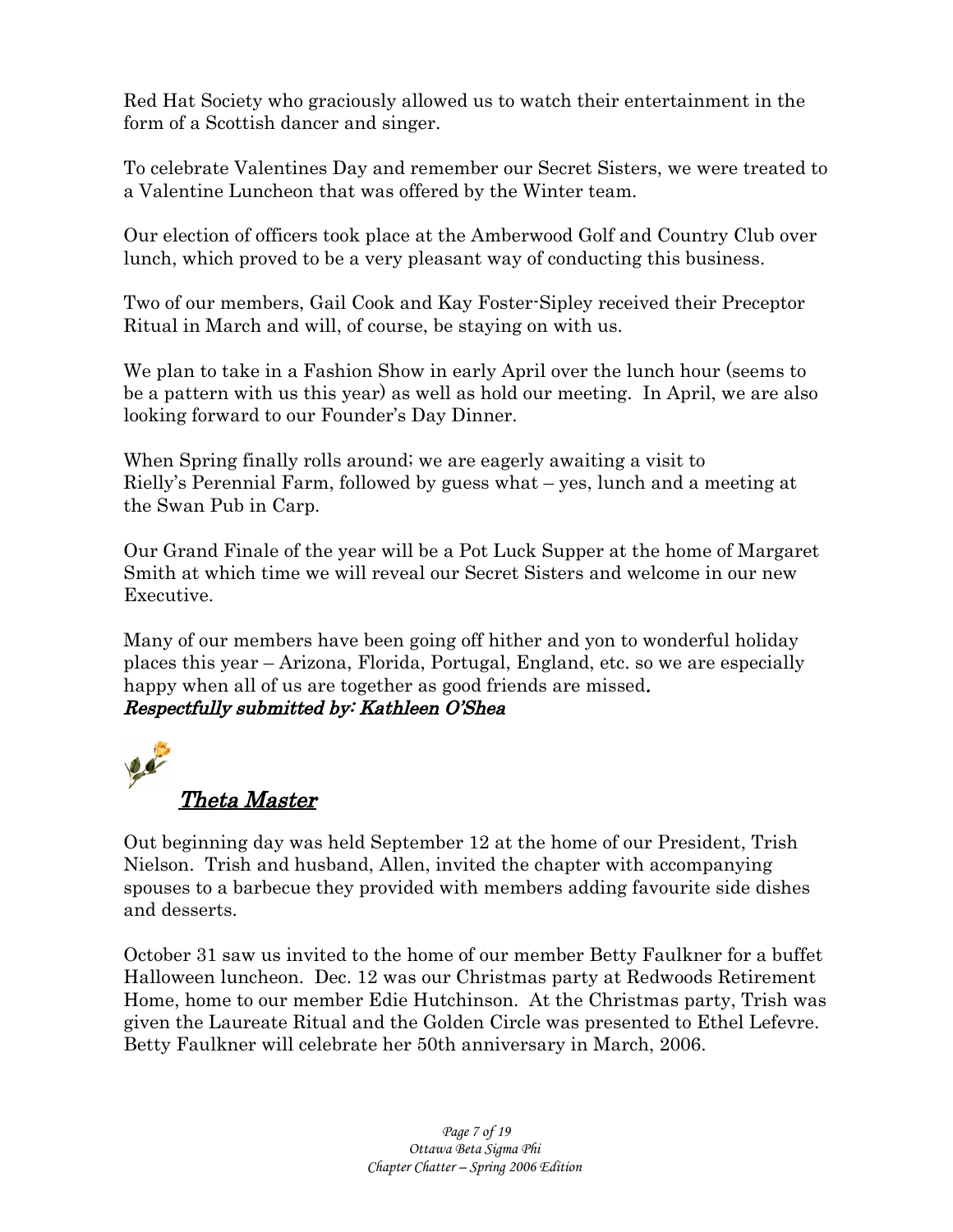Red Hat Society who graciously allowed us to watch their entertainment in the form of a Scottish dancer and singer.

To celebrate Valentines Day and remember our Secret Sisters, we were treated to a Valentine Luncheon that was offered by the Winter team.

Our election of officers took place at the Amberwood Golf and Country Club over lunch, which proved to be a very pleasant way of conducting this business.

Two of our members, Gail Cook and Kay Foster-Sipley received their Preceptor Ritual in March and will, of course, be staying on with us.

We plan to take in a Fashion Show in early April over the lunch hour (seems to be a pattern with us this year) as well as hold our meeting. In April, we are also looking forward to our Founder's Day Dinner.

When Spring finally rolls around; we are eagerly awaiting a visit to Rielly's Perennial Farm, followed by guess what – yes, lunch and a meeting at the Swan Pub in Carp.

Our Grand Finale of the year will be a Pot Luck Supper at the home of Margaret Smith at which time we will reveal our Secret Sisters and welcome in our new Executive.

Many of our members have been going off hither and yon to wonderful holiday places this year – Arizona, Florida, Portugal, England, etc. so we are especially happy when all of us are together as good friends are missed.

***Respectfully submitted by: Kathleen O'Shea***

## *Theta Master*

Out beginning day was held September 12 at the home of our President, Trish Nielson. Trish and husband, Allen, invited the chapter with accompanying spouses to a barbecue they provided with members adding favourite side dishes and desserts.

October 31 saw us invited to the home of our member Betty Faulkner for a buffet Halloween luncheon. Dec. 12 was our Christmas party at Redwoods Retirement Home, home to our member Edie Hutchinson. At the Christmas party, Trish was given the Laureate Ritual and the Golden Circle was presented to Ethel Lefevre. Betty Faulkner will celebrate her 50th anniversary in March, 2006.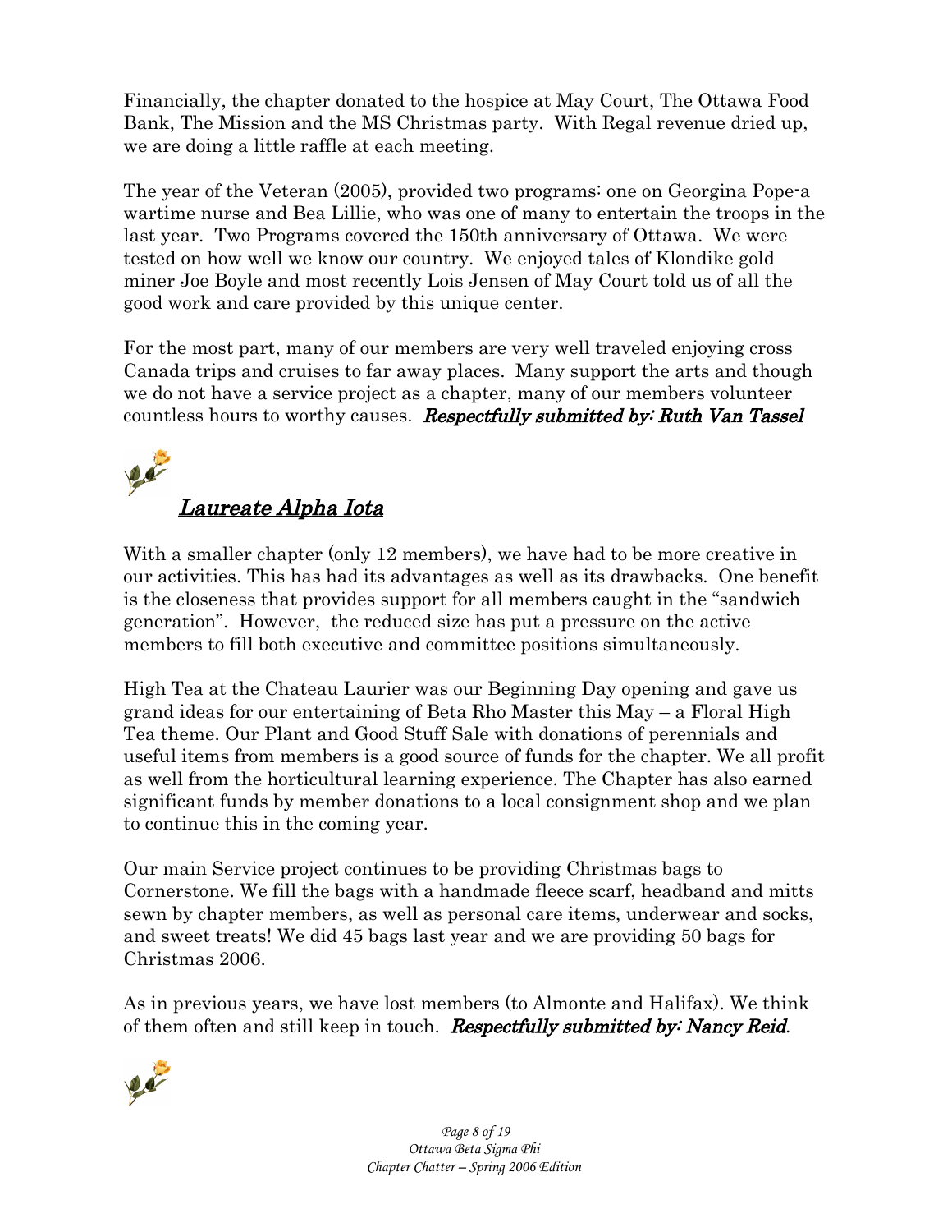Financially, the chapter donated to the hospice at May Court, The Ottawa Food Bank, The Mission and the MS Christmas party. With Regal revenue dried up, we are doing a little raffle at each meeting.

The year of the Veteran (2005), provided two programs: one on Georgina Pope-a wartime nurse and Bea Lillie, who was one of many to entertain the troops in the last year. Two Programs covered the 150th anniversary of Ottawa. We were tested on how well we know our country. We enjoyed tales of Klondike gold miner Joe Boyle and most recently Lois Jensen of May Court told us of all the good work and care provided by this unique center.

For the most part, many of our members are very well traveled enjoying cross Canada trips and cruises to far away places. Many support the arts and though we do not have a service project as a chapter, many of our members volunteer countless hours to worthy causes. ***Respectfully submitted by: Ruth Van Tassel***

## *Laureate Alpha Iota*

With a smaller chapter (only 12 members), we have had to be more creative in our activities. This has had its advantages as well as its drawbacks. One benefit is the closeness that provides support for all members caught in the "sandwich generation". However, the reduced size has put a pressure on the active members to fill both executive and committee positions simultaneously.

High Tea at the Chateau Laurier was our Beginning Day opening and gave us grand ideas for our entertaining of Beta Rho Master this May – a Floral High Tea theme. Our Plant and Good Stuff Sale with donations of perennials and useful items from members is a good source of funds for the chapter. We all profit as well from the horticultural learning experience. The Chapter has also earned significant funds by member donations to a local consignment shop and we plan to continue this in the coming year.

Our main Service project continues to be providing Christmas bags to Cornerstone. We fill the bags with a handmade fleece scarf, headband and mitts sewn by chapter members, as well as personal care items, underwear and socks, and sweet treats! We did 45 bags last year and we are providing 50 bags for Christmas 2006.

As in previous years, we have lost members (to Almonte and Halifax). We think of them often and still keep in touch. ***Respectfully submitted by: Nancy Reid***.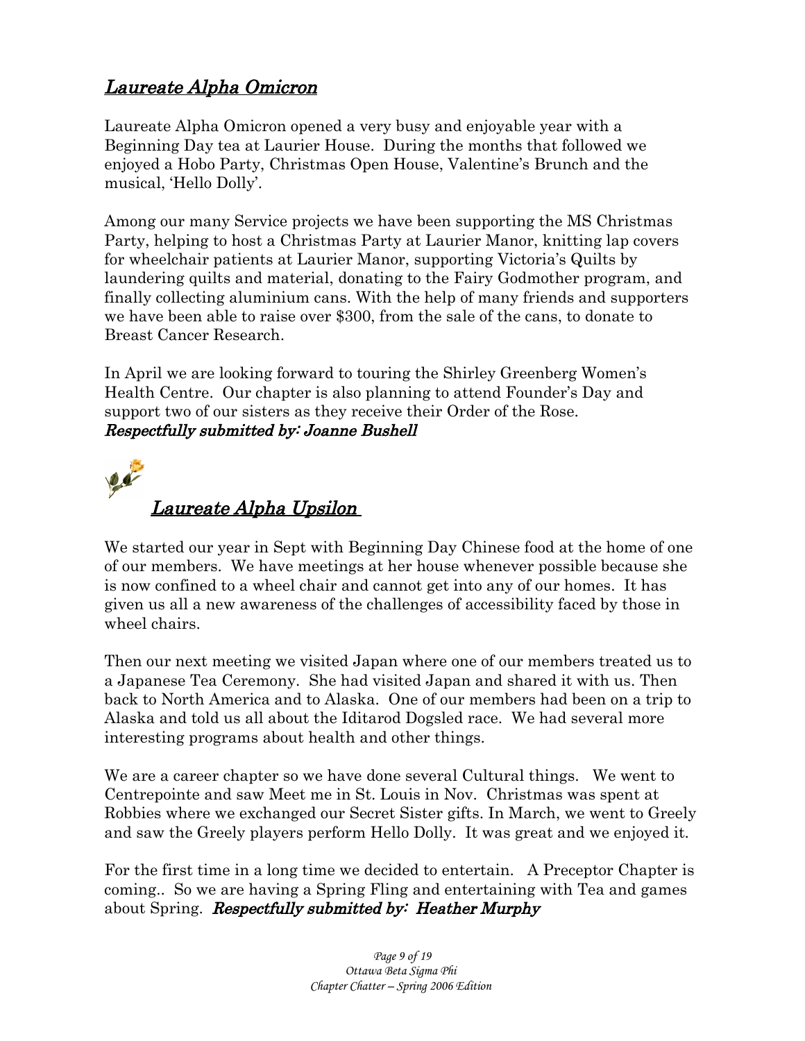## *Laureate Alpha Omicron*

Laureate Alpha Omicron opened a very busy and enjoyable year with a Beginning Day tea at Laurier House. During the months that followed we enjoyed a Hobo Party, Christmas Open House, Valentine's Brunch and the musical, 'Hello Dolly'.

Among our many Service projects we have been supporting the MS Christmas Party, helping to host a Christmas Party at Laurier Manor, knitting lap covers for wheelchair patients at Laurier Manor, supporting Victoria's Quilts by laundering quilts and material, donating to the Fairy Godmother program, and finally collecting aluminium cans. With the help of many friends and supporters we have been able to raise over $300, from the sale of the cans, to donate to Breast Cancer Research.

In April we are looking forward to touring the Shirley Greenberg Women's Health Centre. Our chapter is also planning to attend Founder's Day and support two of our sisters as they receive their Order of the Rose.
***Respectfully submitted by: Joanne Bushell***

## *Laureate Alpha Upsilon*

We started our year in Sept with Beginning Day Chinese food at the home of one of our members. We have meetings at her house whenever possible because she is now confined to a wheel chair and cannot get into any of our homes. It has given us all a new awareness of the challenges of accessibility faced by those in wheel chairs.

Then our next meeting we visited Japan where one of our members treated us to a Japanese Tea Ceremony. She had visited Japan and shared it with us. Then back to North America and to Alaska. One of our members had been on a trip to Alaska and told us all about the Iditarod Dogsled race. We had several more interesting programs about health and other things.

We are a career chapter so we have done several Cultural things. We went to Centrepointe and saw Meet me in St. Louis in Nov. Christmas was spent at Robbies where we exchanged our Secret Sister gifts. In March, we went to Greely and saw the Greely players perform Hello Dolly. It was great and we enjoyed it.

For the first time in a long time we decided to entertain. A Preceptor Chapter is coming.. So we are having a Spring Fling and entertaining with Tea and games about Spring. ***Respectfully submitted by: Heather Murphy***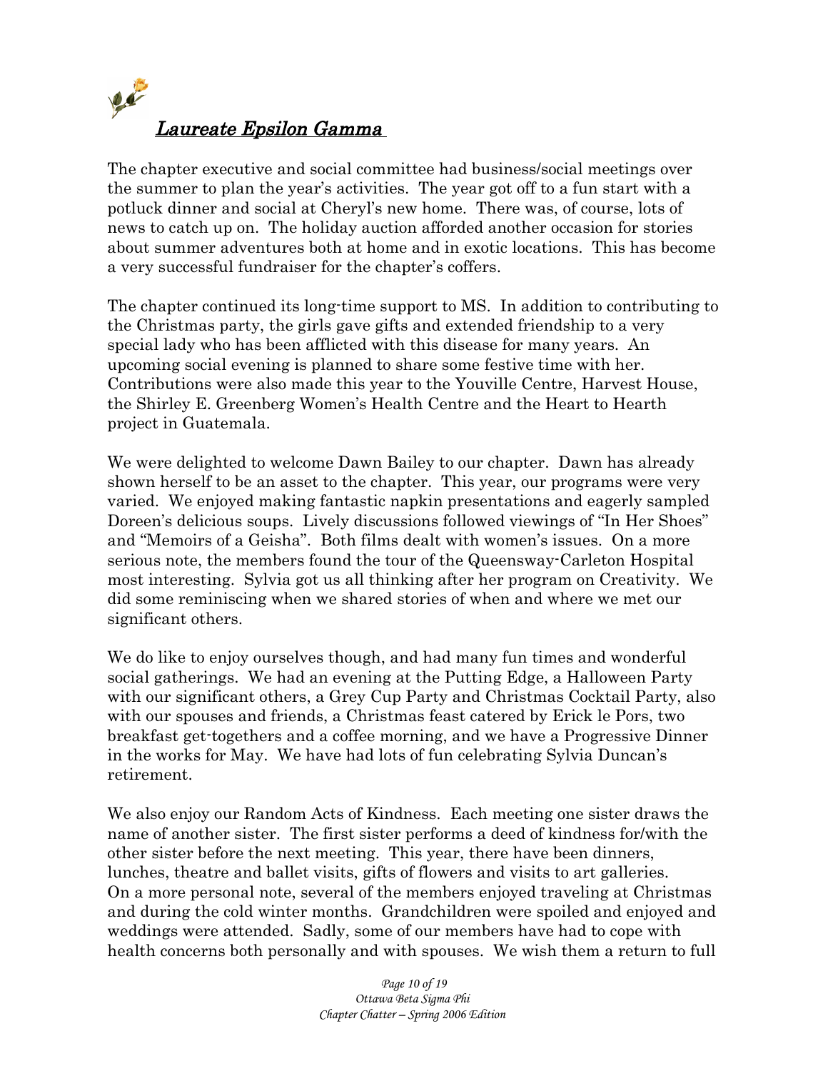## *Laureate Epsilon Gamma*

The chapter executive and social committee had business/social meetings over the summer to plan the year's activities. The year got off to a fun start with a potluck dinner and social at Cheryl's new home. There was, of course, lots of news to catch up on. The holiday auction afforded another occasion for stories about summer adventures both at home and in exotic locations. This has become a very successful fundraiser for the chapter's coffers.

The chapter continued its long-time support to MS. In addition to contributing to the Christmas party, the girls gave gifts and extended friendship to a very special lady who has been afflicted with this disease for many years. An upcoming social evening is planned to share some festive time with her. Contributions were also made this year to the Youville Centre, Harvest House, the Shirley E. Greenberg Women's Health Centre and the Heart to Hearth project in Guatemala.

We were delighted to welcome Dawn Bailey to our chapter. Dawn has already shown herself to be an asset to the chapter. This year, our programs were very varied. We enjoyed making fantastic napkin presentations and eagerly sampled Doreen's delicious soups. Lively discussions followed viewings of "In Her Shoes" and "Memoirs of a Geisha". Both films dealt with women's issues. On a more serious note, the members found the tour of the Queensway-Carleton Hospital most interesting. Sylvia got us all thinking after her program on Creativity. We did some reminiscing when we shared stories of when and where we met our significant others.

We do like to enjoy ourselves though, and had many fun times and wonderful social gatherings. We had an evening at the Putting Edge, a Halloween Party with our significant others, a Grey Cup Party and Christmas Cocktail Party, also with our spouses and friends, a Christmas feast catered by Erick le Pors, two breakfast get-togethers and a coffee morning, and we have a Progressive Dinner in the works for May. We have had lots of fun celebrating Sylvia Duncan's retirement.

We also enjoy our Random Acts of Kindness. Each meeting one sister draws the name of another sister. The first sister performs a deed of kindness for/with the other sister before the next meeting. This year, there have been dinners, lunches, theatre and ballet visits, gifts of flowers and visits to art galleries. On a more personal note, several of the members enjoyed traveling at Christmas and during the cold winter months. Grandchildren were spoiled and enjoyed and weddings were attended. Sadly, some of our members have had to cope with health concerns both personally and with spouses. We wish them a return to full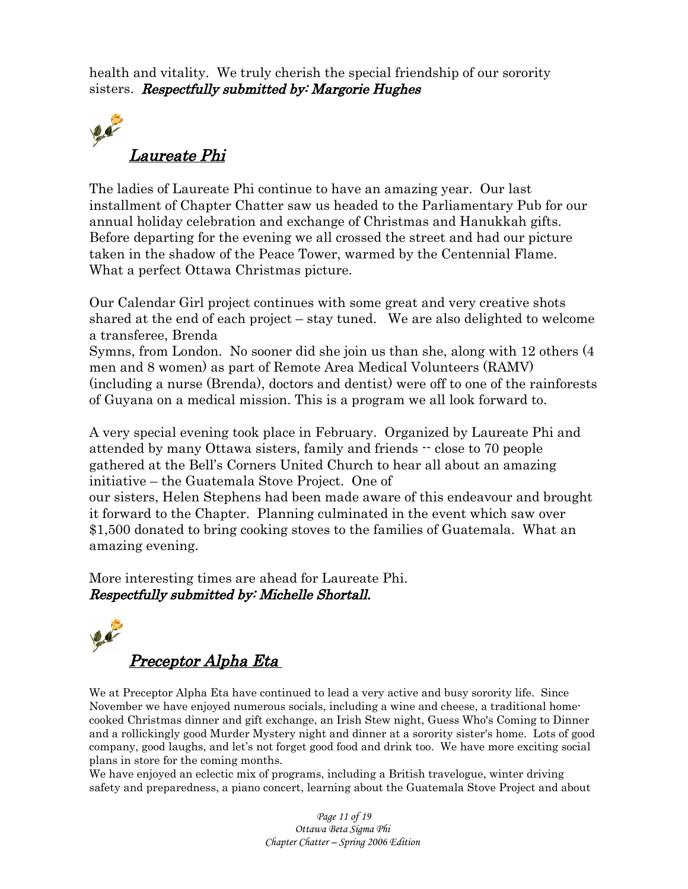health and vitality. We truly cherish the special friendship of our sorority sisters. ***Respectfully submitted by: Margorie Hughes***

## *Laureate Phi*

The ladies of Laureate Phi continue to have an amazing year. Our last installment of Chapter Chatter saw us headed to the Parliamentary Pub for our annual holiday celebration and exchange of Christmas and Hanukkah gifts. Before departing for the evening we all crossed the street and had our picture taken in the shadow of the Peace Tower, warmed by the Centennial Flame. What a perfect Ottawa Christmas picture.

Our Calendar Girl project continues with some great and very creative shots shared at the end of each project – stay tuned. We are also delighted to welcome a transferee, Brenda Symns, from London. No sooner did she join us than she, along with 12 others (4 men and 8 women) as part of Remote Area Medical Volunteers (RAMV) (including a nurse (Brenda), doctors and dentist) were off to one of the rainforests of Guyana on a medical mission. This is a program we all look forward to.

A very special evening took place in February. Organized by Laureate Phi and attended by many Ottawa sisters, family and friends -- close to 70 people gathered at the Bell's Corners United Church to hear all about an amazing initiative – the Guatemala Stove Project. One of our sisters, Helen Stephens had been made aware of this endeavour and brought it forward to the Chapter. Planning culminated in the event which saw over $1,500 donated to bring cooking stoves to the families of Guatemala. What an amazing evening.

More interesting times are ahead for Laureate Phi.
***Respectfully submitted by: Michelle Shortall.***

## *Preceptor Alpha Eta*

We at Preceptor Alpha Eta have continued to lead a very active and busy sorority life. Since November we have enjoyed numerous socials, including a wine and cheese, a traditional home-cooked Christmas dinner and gift exchange, an Irish Stew night, Guess Who's Coming to Dinner and a rollickingly good Murder Mystery night and dinner at a sorority sister's home. Lots of good company, good laughs, and let's not forget good food and drink too. We have more exciting social plans in store for the coming months.

We have enjoyed an eclectic mix of programs, including a British travelogue, winter driving safety and preparedness, a piano concert, learning about the Guatemala Stove Project and about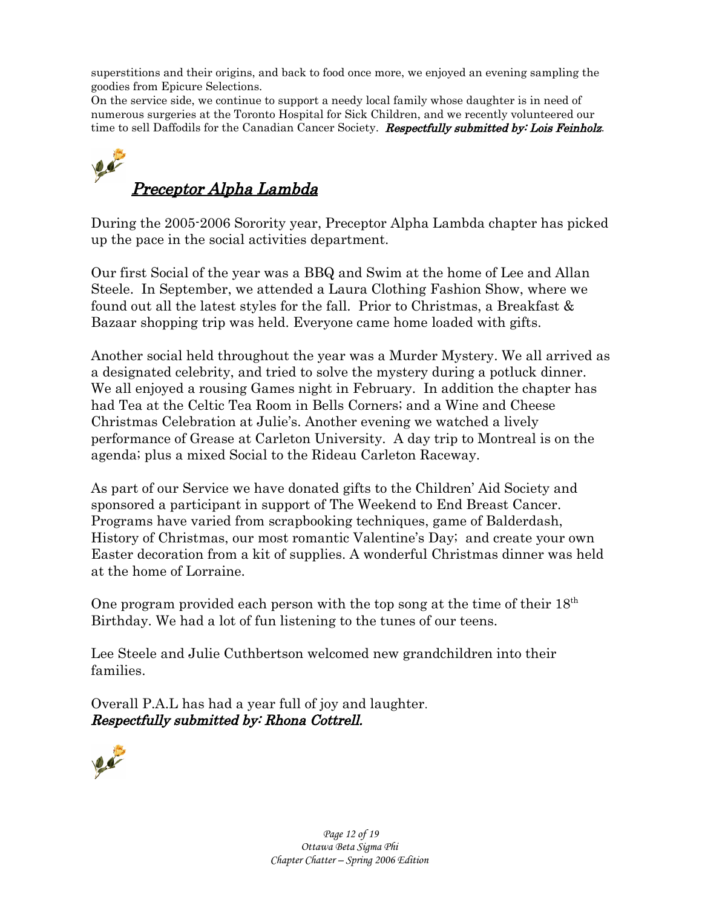superstitions and their origins, and back to food once more, we enjoyed an evening sampling the goodies from Epicure Selections.

On the service side, we continue to support a needy local family whose daughter is in need of numerous surgeries at the Toronto Hospital for Sick Children, and we recently volunteered our time to sell Daffodils for the Canadian Cancer Society. ***Respectfully submitted by: Lois Feinholz.***

## *Preceptor Alpha Lambda*

During the 2005-2006 Sorority year, Preceptor Alpha Lambda chapter has picked up the pace in the social activities department.

Our first Social of the year was a BBQ and Swim at the home of Lee and Allan Steele. In September, we attended a Laura Clothing Fashion Show, where we found out all the latest styles for the fall. Prior to Christmas, a Breakfast & Bazaar shopping trip was held. Everyone came home loaded with gifts.

Another social held throughout the year was a Murder Mystery. We all arrived as a designated celebrity, and tried to solve the mystery during a potluck dinner. We all enjoyed a rousing Games night in February. In addition the chapter has had Tea at the Celtic Tea Room in Bells Corners; and a Wine and Cheese Christmas Celebration at Julie's. Another evening we watched a lively performance of Grease at Carleton University. A day trip to Montreal is on the agenda; plus a mixed Social to the Rideau Carleton Raceway.

As part of our Service we have donated gifts to the Children' Aid Society and sponsored a participant in support of The Weekend to End Breast Cancer. Programs have varied from scrapbooking techniques, game of Balderdash, History of Christmas, our most romantic Valentine's Day; and create your own Easter decoration from a kit of supplies. A wonderful Christmas dinner was held at the home of Lorraine.

One program provided each person with the top song at the time of their 18th Birthday. We had a lot of fun listening to the tunes of our teens.

Lee Steele and Julie Cuthbertson welcomed new grandchildren into their families.

Overall P.A.L has had a year full of joy and laughter.
***Respectfully submitted by: Rhona Cottrell.***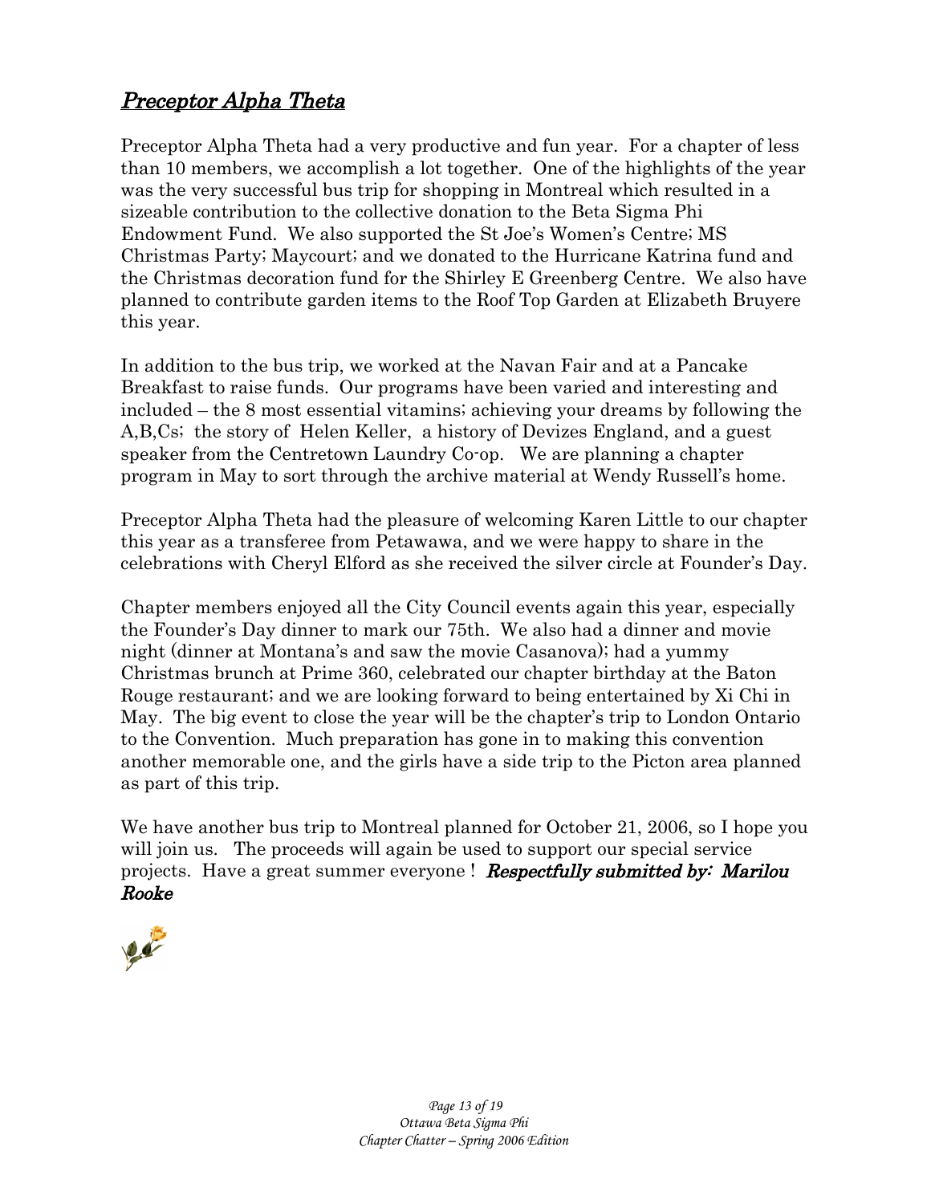## *Preceptor Alpha Theta*

Preceptor Alpha Theta had a very productive and fun year. For a chapter of less than 10 members, we accomplish a lot together. One of the highlights of the year was the very successful bus trip for shopping in Montreal which resulted in a sizeable contribution to the collective donation to the Beta Sigma Phi Endowment Fund. We also supported the St Joe's Women's Centre; MS Christmas Party; Maycourt; and we donated to the Hurricane Katrina fund and the Christmas decoration fund for the Shirley E Greenberg Centre. We also have planned to contribute garden items to the Roof Top Garden at Elizabeth Bruyere this year.

In addition to the bus trip, we worked at the Navan Fair and at a Pancake Breakfast to raise funds. Our programs have been varied and interesting and included – the 8 most essential vitamins; achieving your dreams by following the A,B,Cs; the story of Helen Keller, a history of Devizes England, and a guest speaker from the Centretown Laundry Co-op. We are planning a chapter program in May to sort through the archive material at Wendy Russell's home.

Preceptor Alpha Theta had the pleasure of welcoming Karen Little to our chapter this year as a transferee from Petawawa, and we were happy to share in the celebrations with Cheryl Elford as she received the silver circle at Founder's Day.

Chapter members enjoyed all the City Council events again this year, especially the Founder's Day dinner to mark our 75th. We also had a dinner and movie night (dinner at Montana's and saw the movie Casanova); had a yummy Christmas brunch at Prime 360, celebrated our chapter birthday at the Baton Rouge restaurant; and we are looking forward to being entertained by Xi Chi in May. The big event to close the year will be the chapter's trip to London Ontario to the Convention. Much preparation has gone in to making this convention another memorable one, and the girls have a side trip to the Picton area planned as part of this trip.

We have another bus trip to Montreal planned for October 21, 2006, so I hope you will join us. The proceeds will again be used to support our special service projects. Have a great summer everyone ! ***Respectfully submitted by: Marilou Rooke***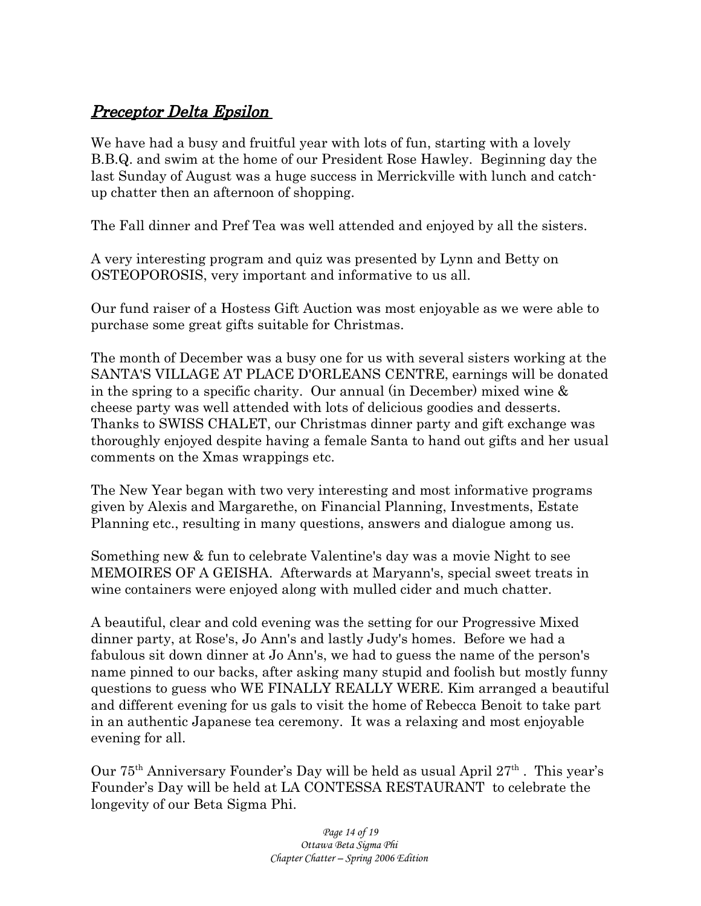## *Preceptor Delta Epsilon*

We have had a busy and fruitful year with lots of fun, starting with a lovely B.B.Q. and swim at the home of our President Rose Hawley. Beginning day the last Sunday of August was a huge success in Merrickville with lunch and catch-up chatter then an afternoon of shopping.

The Fall dinner and Pref Tea was well attended and enjoyed by all the sisters.

A very interesting program and quiz was presented by Lynn and Betty on OSTEOPOROSIS, very important and informative to us all.

Our fund raiser of a Hostess Gift Auction was most enjoyable as we were able to purchase some great gifts suitable for Christmas.

The month of December was a busy one for us with several sisters working at the SANTA'S VILLAGE AT PLACE D'ORLEANS CENTRE, earnings will be donated in the spring to a specific charity. Our annual (in December) mixed wine & cheese party was well attended with lots of delicious goodies and desserts. Thanks to SWISS CHALET, our Christmas dinner party and gift exchange was thoroughly enjoyed despite having a female Santa to hand out gifts and her usual comments on the Xmas wrappings etc.

The New Year began with two very interesting and most informative programs given by Alexis and Margarethe, on Financial Planning, Investments, Estate Planning etc., resulting in many questions, answers and dialogue among us.

Something new & fun to celebrate Valentine's day was a movie Night to see MEMOIRES OF A GEISHA. Afterwards at Maryann's, special sweet treats in wine containers were enjoyed along with mulled cider and much chatter.

A beautiful, clear and cold evening was the setting for our Progressive Mixed dinner party, at Rose's, Jo Ann's and lastly Judy's homes. Before we had a fabulous sit down dinner at Jo Ann's, we had to guess the name of the person's name pinned to our backs, after asking many stupid and foolish but mostly funny questions to guess who WE FINALLY REALLY WERE. Kim arranged a beautiful and different evening for us gals to visit the home of Rebecca Benoit to take part in an authentic Japanese tea ceremony. It was a relaxing and most enjoyable evening for all.

Our 75th Anniversary Founder's Day will be held as usual April 27th. This year's Founder's Day will be held at LA CONTESSA RESTAURANT to celebrate the longevity of our Beta Sigma Phi.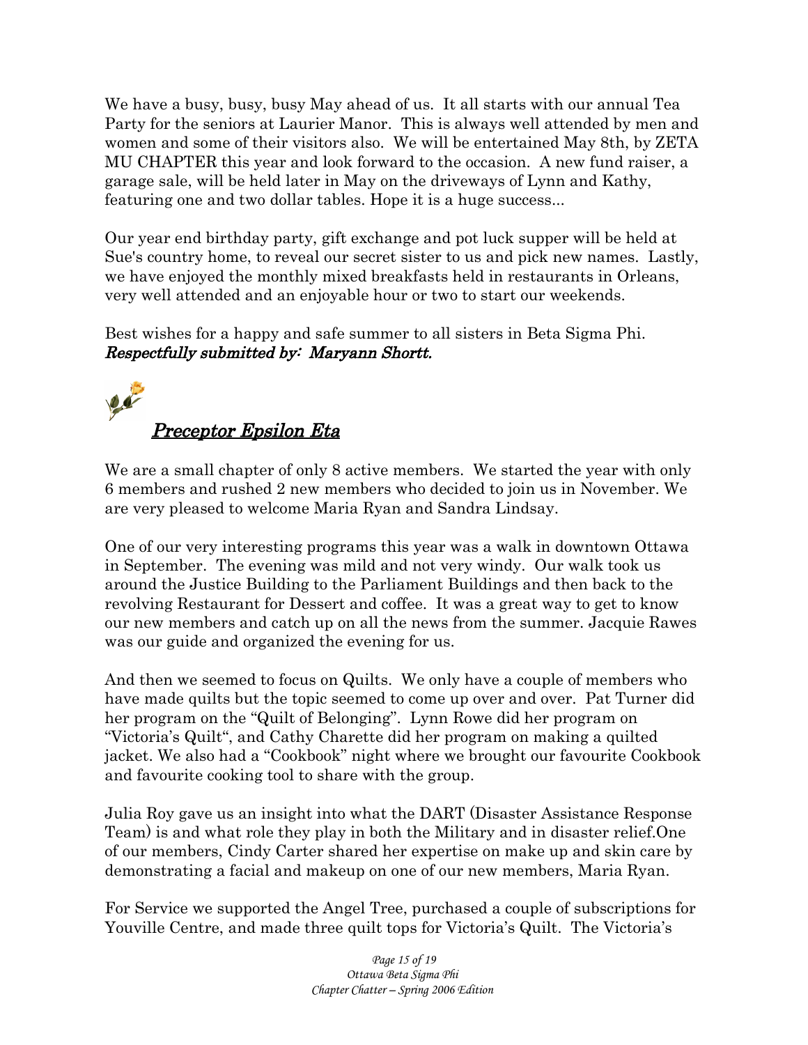We have a busy, busy, busy May ahead of us. It all starts with our annual Tea Party for the seniors at Laurier Manor. This is always well attended by men and women and some of their visitors also. We will be entertained May 8th, by ZETA MU CHAPTER this year and look forward to the occasion. A new fund raiser, a garage sale, will be held later in May on the driveways of Lynn and Kathy, featuring one and two dollar tables. Hope it is a huge success...

Our year end birthday party, gift exchange and pot luck supper will be held at Sue's country home, to reveal our secret sister to us and pick new names. Lastly, we have enjoyed the monthly mixed breakfasts held in restaurants in Orleans, very well attended and an enjoyable hour or two to start our weekends.

Best wishes for a happy and safe summer to all sisters in Beta Sigma Phi.
***Respectfully submitted by: Maryann Shortt.***

## *Preceptor Epsilon Eta*

We are a small chapter of only 8 active members. We started the year with only 6 members and rushed 2 new members who decided to join us in November. We are very pleased to welcome Maria Ryan and Sandra Lindsay.

One of our very interesting programs this year was a walk in downtown Ottawa in September. The evening was mild and not very windy. Our walk took us around the Justice Building to the Parliament Buildings and then back to the revolving Restaurant for Dessert and coffee. It was a great way to get to know our new members and catch up on all the news from the summer. Jacquie Rawes was our guide and organized the evening for us.

And then we seemed to focus on Quilts. We only have a couple of members who have made quilts but the topic seemed to come up over and over. Pat Turner did her program on the "Quilt of Belonging". Lynn Rowe did her program on "Victoria's Quilt", and Cathy Charette did her program on making a quilted jacket. We also had a "Cookbook" night where we brought our favourite Cookbook and favourite cooking tool to share with the group.

Julia Roy gave us an insight into what the DART (Disaster Assistance Response Team) is and what role they play in both the Military and in disaster relief.One of our members, Cindy Carter shared her expertise on make up and skin care by demonstrating a facial and makeup on one of our new members, Maria Ryan.

For Service we supported the Angel Tree, purchased a couple of subscriptions for Youville Centre, and made three quilt tops for Victoria's Quilt. The Victoria's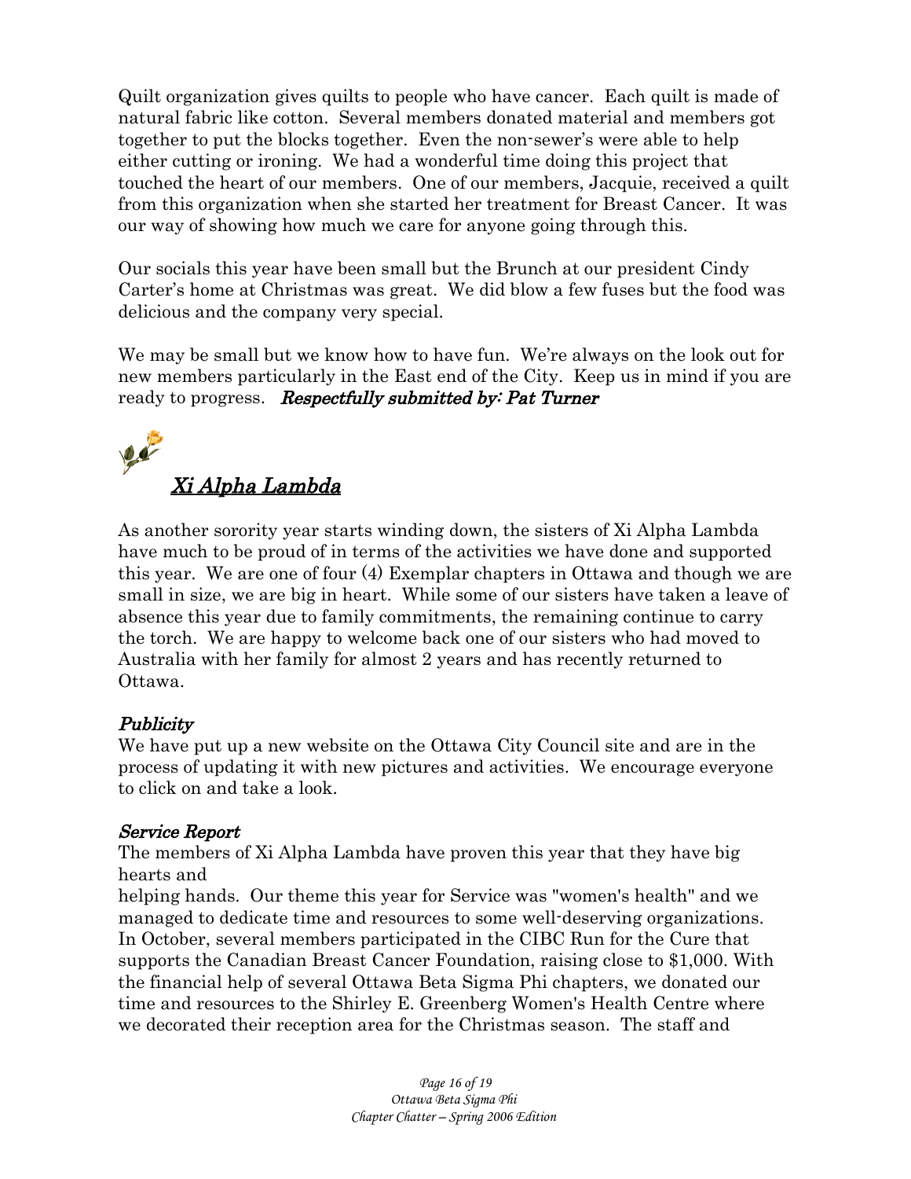Quilt organization gives quilts to people who have cancer. Each quilt is made of natural fabric like cotton. Several members donated material and members got together to put the blocks together. Even the non-sewer's were able to help either cutting or ironing. We had a wonderful time doing this project that touched the heart of our members. One of our members, Jacquie, received a quilt from this organization when she started her treatment for Breast Cancer. It was our way of showing how much we care for anyone going through this.

Our socials this year have been small but the Brunch at our president Cindy Carter's home at Christmas was great. We did blow a few fuses but the food was delicious and the company very special.

We may be small but we know how to have fun. We're always on the look out for new members particularly in the East end of the City. Keep us in mind if you are ready to progress. ***Respectfully submitted by: Pat Turner***

## *Xi Alpha Lambda*

As another sorority year starts winding down, the sisters of Xi Alpha Lambda have much to be proud of in terms of the activities we have done and supported this year. We are one of four (4) Exemplar chapters in Ottawa and though we are small in size, we are big in heart. While some of our sisters have taken a leave of absence this year due to family commitments, the remaining continue to carry the torch. We are happy to welcome back one of our sisters who had moved to Australia with her family for almost 2 years and has recently returned to Ottawa.

### *Publicity*

We have put up a new website on the Ottawa City Council site and are in the process of updating it with new pictures and activities. We encourage everyone to click on and take a look.

### *Service Report*

The members of Xi Alpha Lambda have proven this year that they have big hearts and helping hands. Our theme this year for Service was "women's health" and we managed to dedicate time and resources to some well-deserving organizations. In October, several members participated in the CIBC Run for the Cure that supports the Canadian Breast Cancer Foundation, raising close to $1,000. With the financial help of several Ottawa Beta Sigma Phi chapters, we donated our time and resources to the Shirley E. Greenberg Women's Health Centre where we decorated their reception area for the Christmas season. The staff and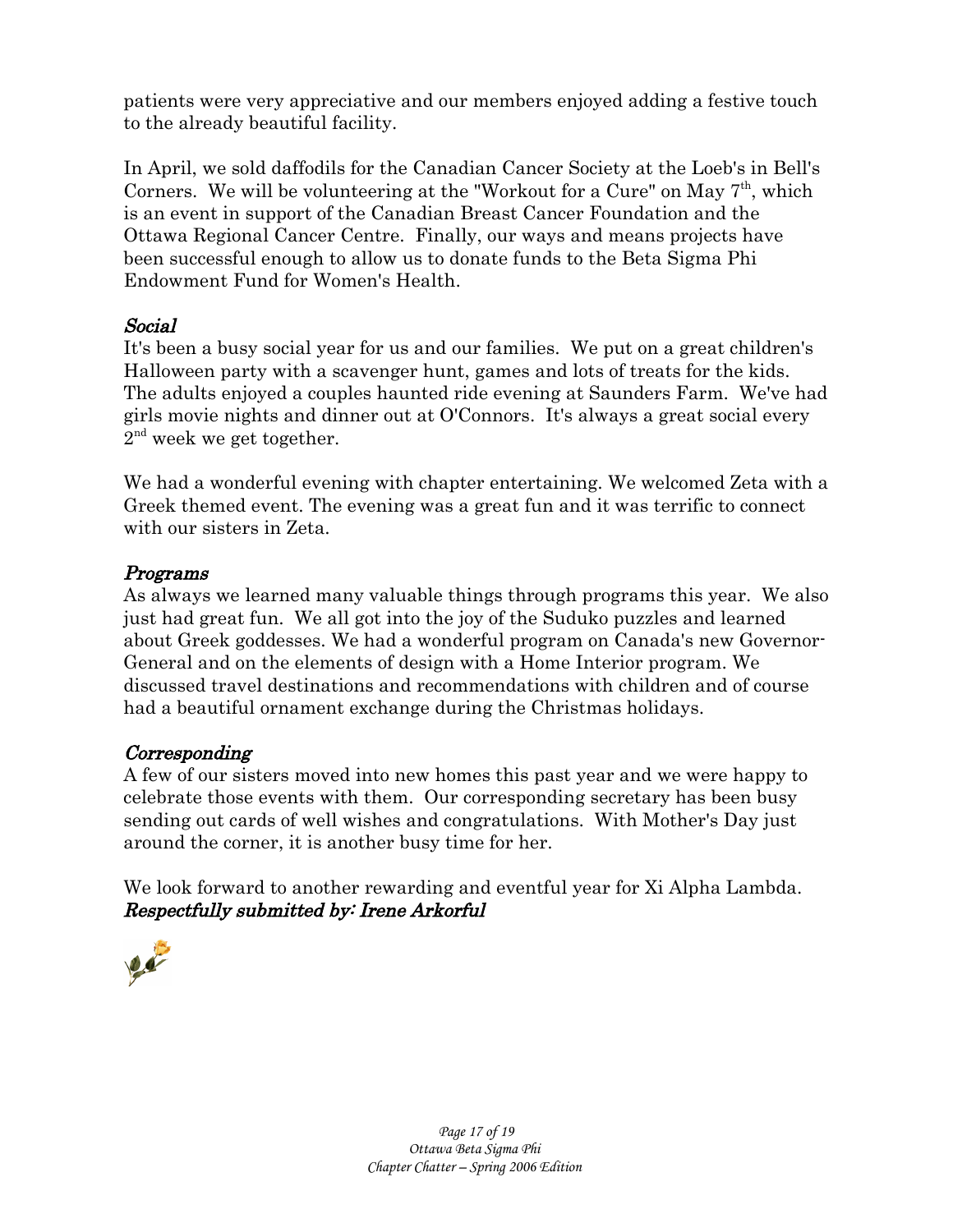patients were very appreciative and our members enjoyed adding a festive touch to the already beautiful facility.

In April, we sold daffodils for the Canadian Cancer Society at the Loeb's in Bell's Corners. We will be volunteering at the "Workout for a Cure" on May 7th, which is an event in support of the Canadian Breast Cancer Foundation and the Ottawa Regional Cancer Centre. Finally, our ways and means projects have been successful enough to allow us to donate funds to the Beta Sigma Phi Endowment Fund for Women's Health.

### *Social*

It's been a busy social year for us and our families. We put on a great children's Halloween party with a scavenger hunt, games and lots of treats for the kids. The adults enjoyed a couples haunted ride evening at Saunders Farm. We've had girls movie nights and dinner out at O'Connors. It's always a great social every 2nd week we get together.

We had a wonderful evening with chapter entertaining. We welcomed Zeta with a Greek themed event. The evening was a great fun and it was terrific to connect with our sisters in Zeta.

### *Programs*

As always we learned many valuable things through programs this year. We also just had great fun. We all got into the joy of the Suduko puzzles and learned about Greek goddesses. We had a wonderful program on Canada's new Governor-General and on the elements of design with a Home Interior program. We discussed travel destinations and recommendations with children and of course had a beautiful ornament exchange during the Christmas holidays.

### *Corresponding*

A few of our sisters moved into new homes this past year and we were happy to celebrate those events with them. Our corresponding secretary has been busy sending out cards of well wishes and congratulations. With Mother's Day just around the corner, it is another busy time for her.

We look forward to another rewarding and eventful year for Xi Alpha Lambda.
***Respectfully submitted by: Irene Arkorful***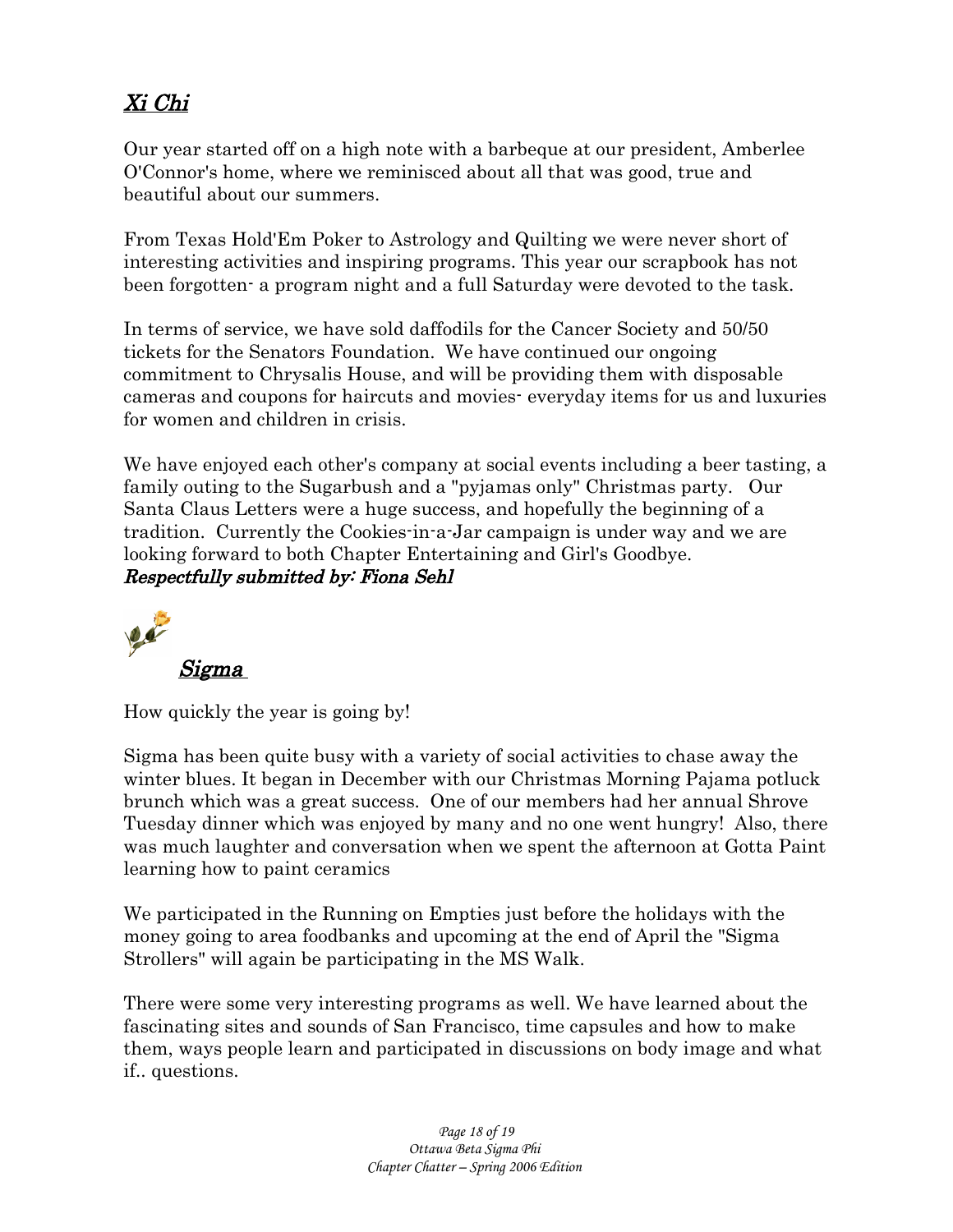## Xi Chi

Our year started off on a high note with a barbeque at our president, Amberlee O'Connor's home, where we reminisced about all that was good, true and beautiful about our summers.

From Texas Hold'Em Poker to Astrology and Quilting we were never short of interesting activities and inspiring programs. This year our scrapbook has not been forgotten- a program night and a full Saturday were devoted to the task.

In terms of service, we have sold daffodils for the Cancer Society and 50/50 tickets for the Senators Foundation. We have continued our ongoing commitment to Chrysalis House, and will be providing them with disposable cameras and coupons for haircuts and movies- everyday items for us and luxuries for women and children in crisis.

We have enjoyed each other's company at social events including a beer tasting, a family outing to the Sugarbush and a "pyjamas only" Christmas party. Our Santa Claus Letters were a huge success, and hopefully the beginning of a tradition. Currently the Cookies-in-a-Jar campaign is under way and we are looking forward to both Chapter Entertaining and Girl's Goodbye.

***Respectfully submitted by: Fiona Sehl***

## Sigma

How quickly the year is going by!

Sigma has been quite busy with a variety of social activities to chase away the winter blues. It began in December with our Christmas Morning Pajama potluck brunch which was a great success. One of our members had her annual Shrove Tuesday dinner which was enjoyed by many and no one went hungry! Also, there was much laughter and conversation when we spent the afternoon at Gotta Paint learning how to paint ceramics

We participated in the Running on Empties just before the holidays with the money going to area foodbanks and upcoming at the end of April the "Sigma Strollers" will again be participating in the MS Walk.

There were some very interesting programs as well. We have learned about the fascinating sites and sounds of San Francisco, time capsules and how to make them, ways people learn and participated in discussions on body image and what if.. questions.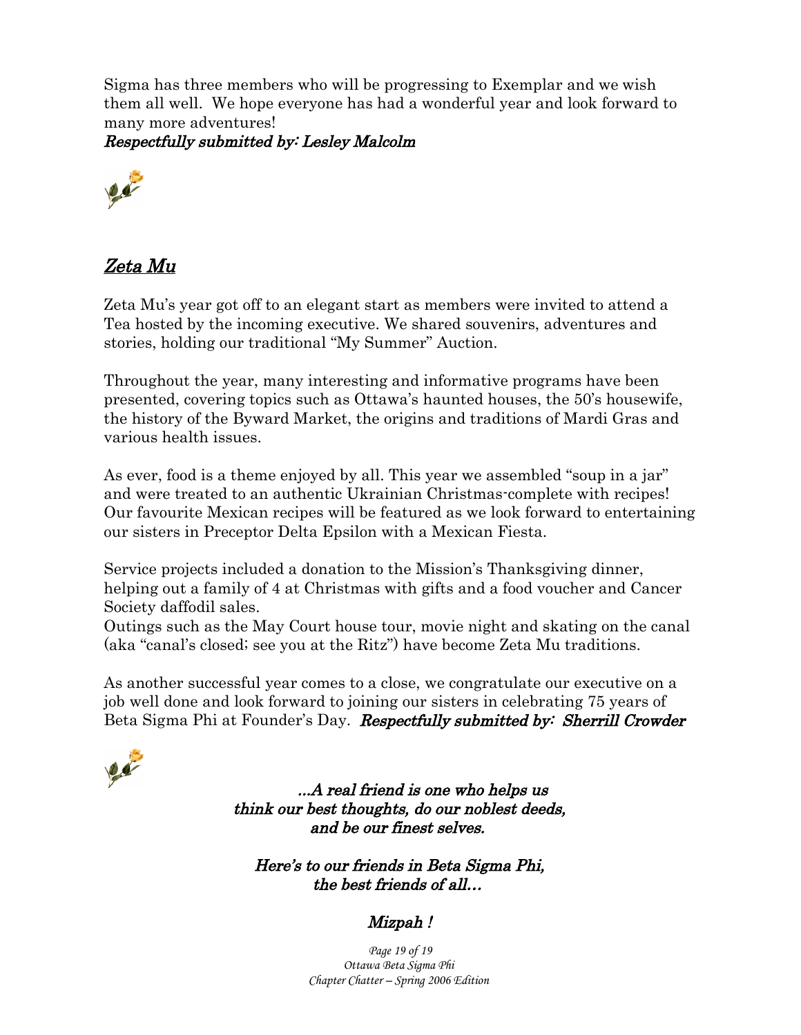Sigma has three members who will be progressing to Exemplar and we wish them all well. We hope everyone has had a wonderful year and look forward to many more adventures!
***Respectfully submitted by: Lesley Malcolm***

## *Zeta Mu*

Zeta Mu's year got off to an elegant start as members were invited to attend a Tea hosted by the incoming executive. We shared souvenirs, adventures and stories, holding our traditional "My Summer" Auction.

Throughout the year, many interesting and informative programs have been presented, covering topics such as Ottawa's haunted houses, the 50's housewife, the history of the Byward Market, the origins and traditions of Mardi Gras and various health issues.

As ever, food is a theme enjoyed by all. This year we assembled "soup in a jar" and were treated to an authentic Ukrainian Christmas-complete with recipes! Our favourite Mexican recipes will be featured as we look forward to entertaining our sisters in Preceptor Delta Epsilon with a Mexican Fiesta.

Service projects included a donation to the Mission's Thanksgiving dinner, helping out a family of 4 at Christmas with gifts and a food voucher and Cancer Society daffodil sales.
Outings such as the May Court house tour, movie night and skating on the canal (aka "canal's closed; see you at the Ritz") have become Zeta Mu traditions.

As another successful year comes to a close, we congratulate our executive on a job well done and look forward to joining our sisters in celebrating 75 years of Beta Sigma Phi at Founder's Day. ***Respectfully submitted by: Sherrill Crowder***

***...A real friend is one who helps us think our best thoughts, do our noblest deeds, and be our finest selves.***

***Here's to our friends in Beta Sigma Phi, the best friends of all…***

***Mizpah !***